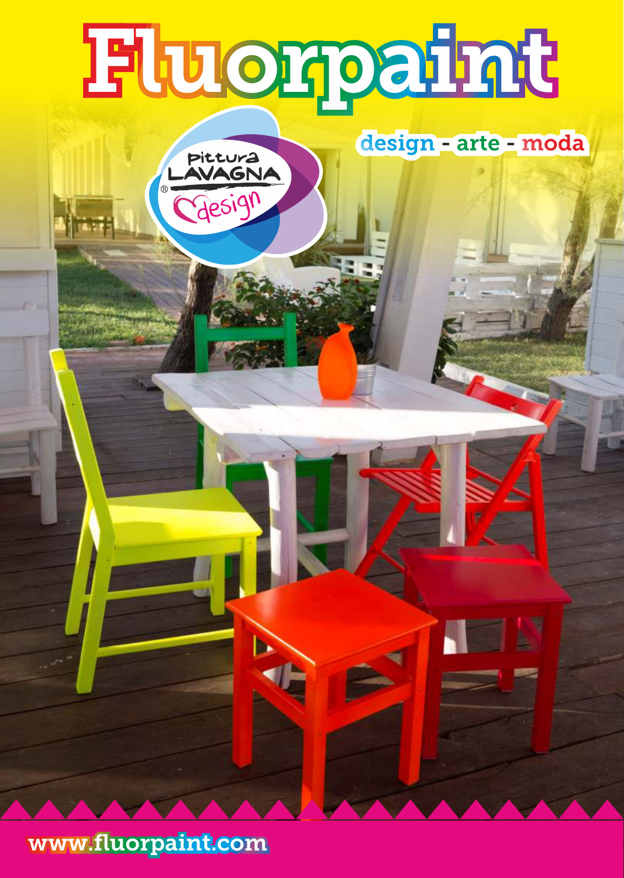# Fluorpaint

Pittura LAVAGNA® design

design - arte - moda

www.fluorpaint.com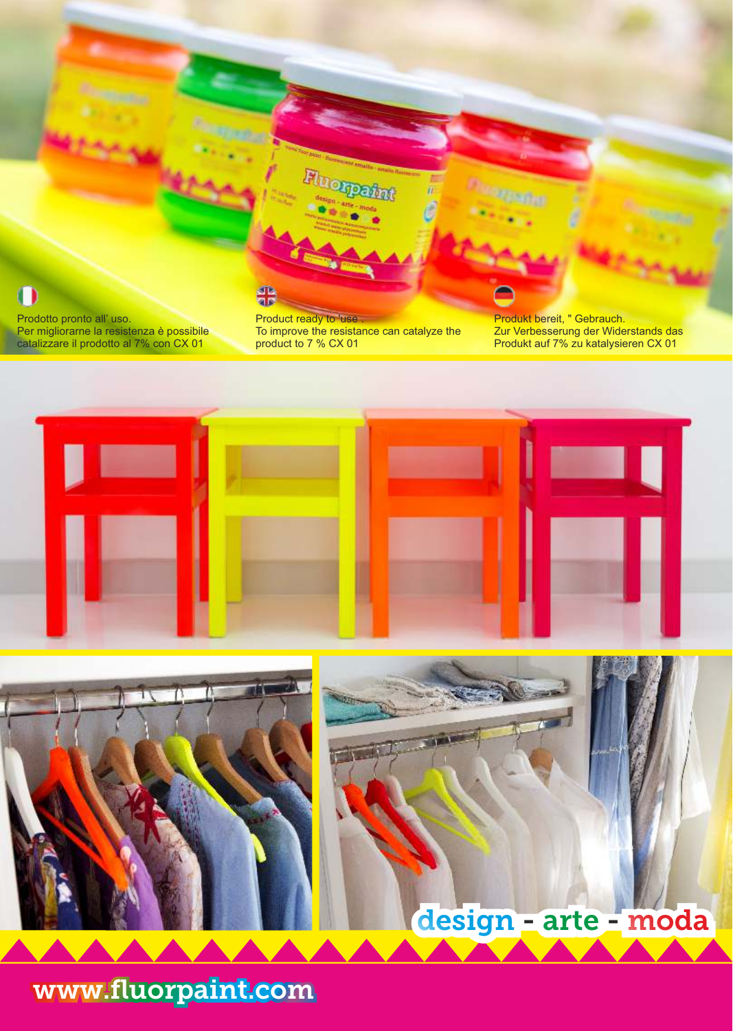Prodotto pronto all' uso.
Per migliorarne la resistenza è possibile catalizzare il prodotto al 7% con CX 01

Product ready to 'use .
To improve the resistance can catalyze the product to 7 % CX 01

Produkt bereit, " Gebrauch.
Zur Verbesserung der Widerstands das Produkt auf 7% zu katalysieren CX 01

design - arte - moda

www.fluorpaint.com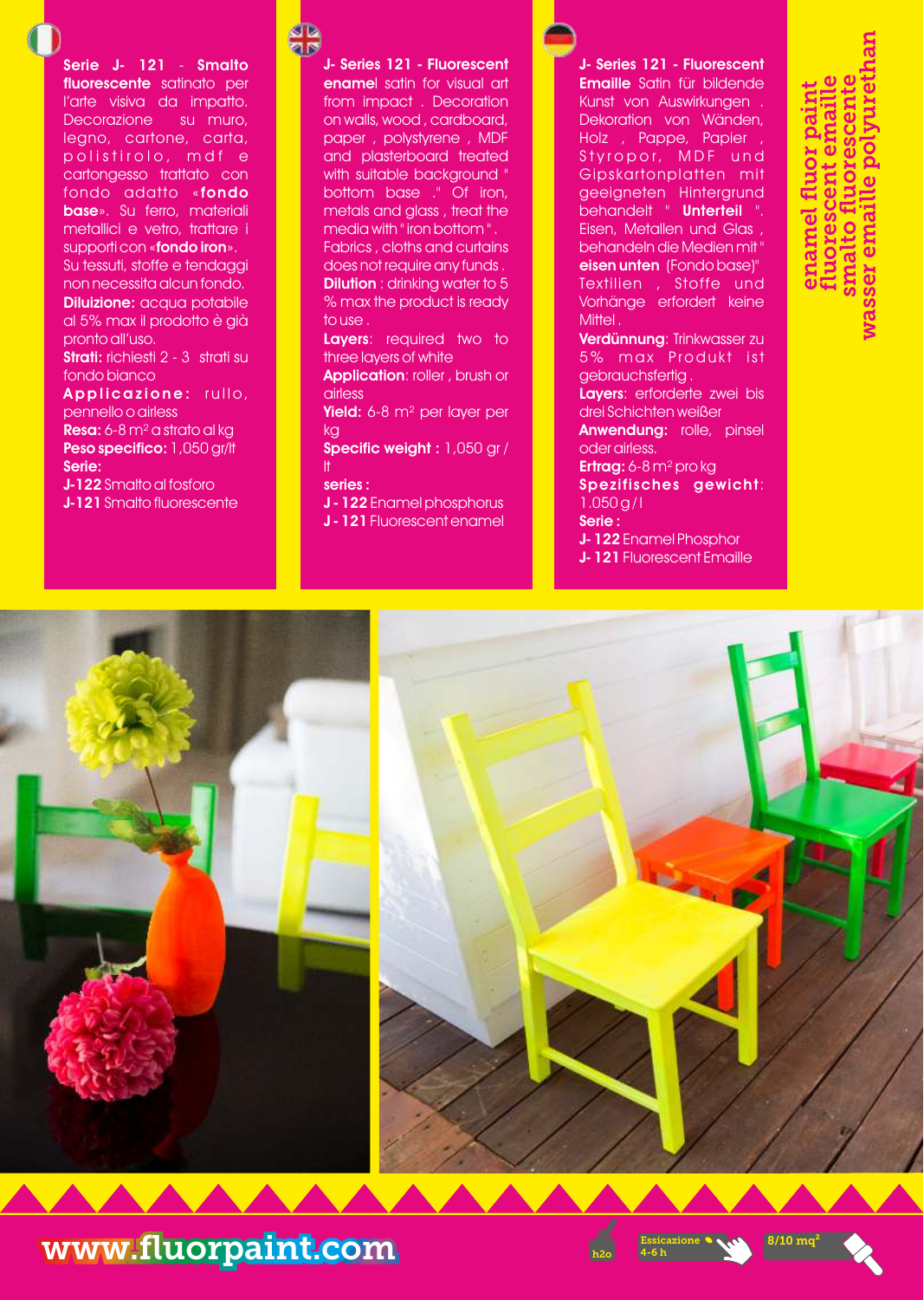**Serie J- 121 - Smalto fluorescente** satinato per l'arte visiva da impatto. Decorazione su muro, legno, cartone, carta, polistirolo, mdf e cartongesso trattato con fondo adatto «**fondo base**». Su ferro, materiali metallici e vetro, trattare i supporti con «**fondo iron**». Su tessuti, stoffe e tendaggi non necessita alcun fondo.
**Diluizione:** acqua potabile al 5% max il prodotto è già pronto all'uso.
**Strati:** richiesti 2 - 3 strati su fondo bianco
**Applicazione:** rullo, pennello o airless
**Resa:** 6-8 m² a strato al kg
**Peso specifico:** 1,050 gr/lt
**Serie:**
**J-122** Smalto al fosforo
**J-121** Smalto fluorescente

**J- Series 121 - Fluorescent enamel** satin for visual art from impact . Decoration on walls, wood , cardboard, paper , polystyrene , MDF and plasterboard treated with suitable background " bottom base ." Of iron, metals and glass , treat the media with " iron bottom ". Fabrics , cloths and curtains does not require any funds .
**Dilution** : drinking water to 5 % max the product is ready to use .
**Layers**: required two to three layers of white
**Application**: roller , brush or airless
**Yield:** 6-8 m² per layer per kg
**Specific weight :** 1,050 gr / lt
**series :**
**J - 122** Enamel phosphorus
**J - 121** Fluorescent enamel

**J- Series 121 - Fluorescent Emaille** Satin für bildende Kunst von Auswirkungen . Dekoration von Wänden, Holz , Pappe, Papier , Styropor, MDF und Gipskartonplatten mit geeigneten Hintergrund behandelt " **Unterteil** ". Eisen, Metallen und Glas , behandeln die Medien mit " **eisen unten** (Fondo base)" Textilien , Stoffe und Vorhänge erfordert keine Mittel .
**Verdünnung**: Trinkwasser zu 5% max Produkt ist gebrauchsfertig .
**Layers**: erforderte zwei bis drei Schichten weißer
**Anwendung:** rolle, pinsel oder airless.
**Ertrag:** 6-8 m² pro kg
**Spezifisches gewicht**: 1.050 g / l
**Serie :**
**J- 122** Enamel Phosphor
**J- 121** Fluorescent Emaille

enamel fluor paint
fluorescent emaille
smalto fluorescente
wasser emaille polyurethan

www.fluorpaint.com

h2o
Essicazione 4-6 h
8/10 mq²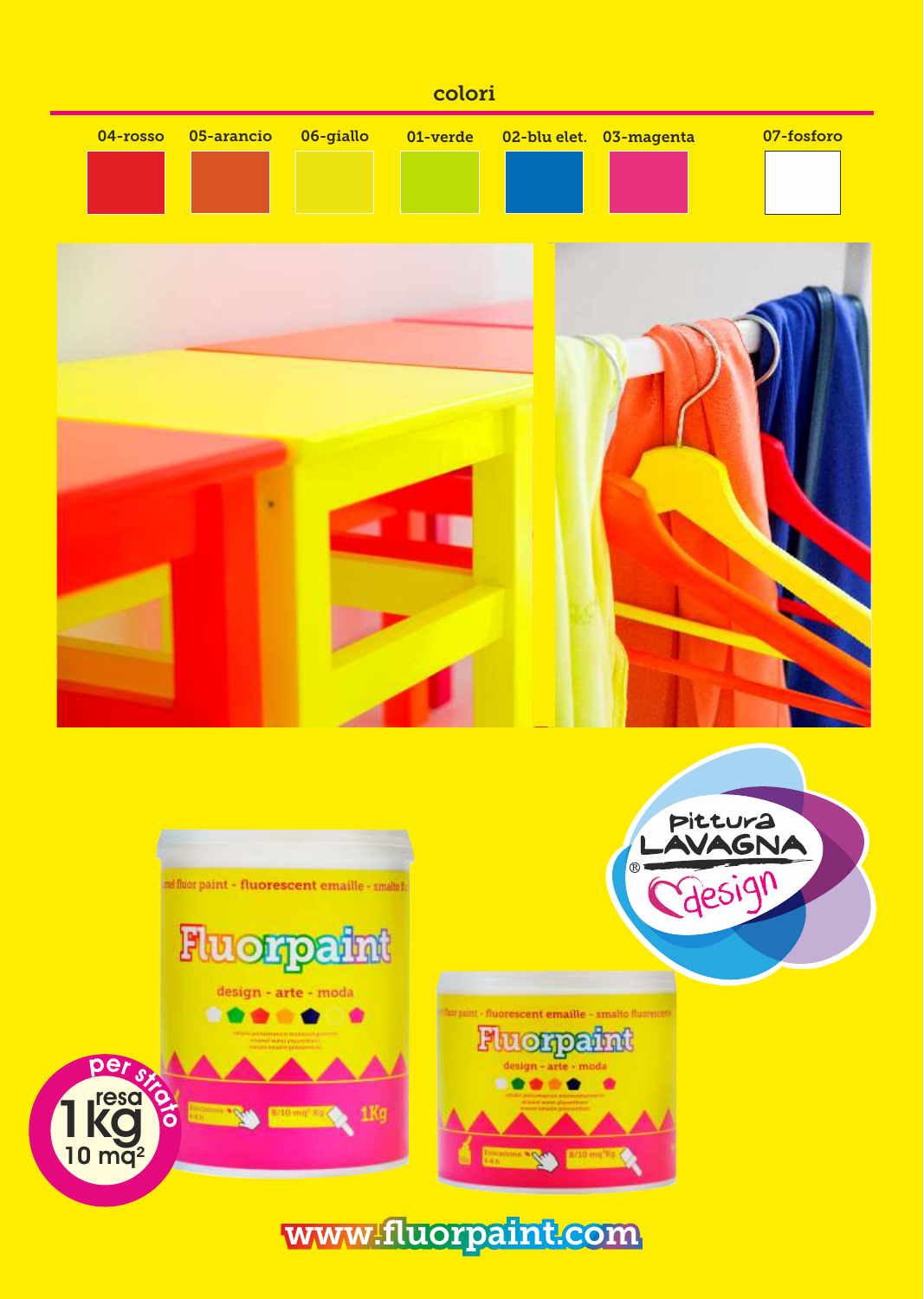## colori

04-rosso

05-arancio

06-giallo

01-verde

02-blu elet.

03-magenta

07-fosforo

Pittura LAVAGNA® design

per strato resa 1 kg 10 mq²

www.fluorpaint.com